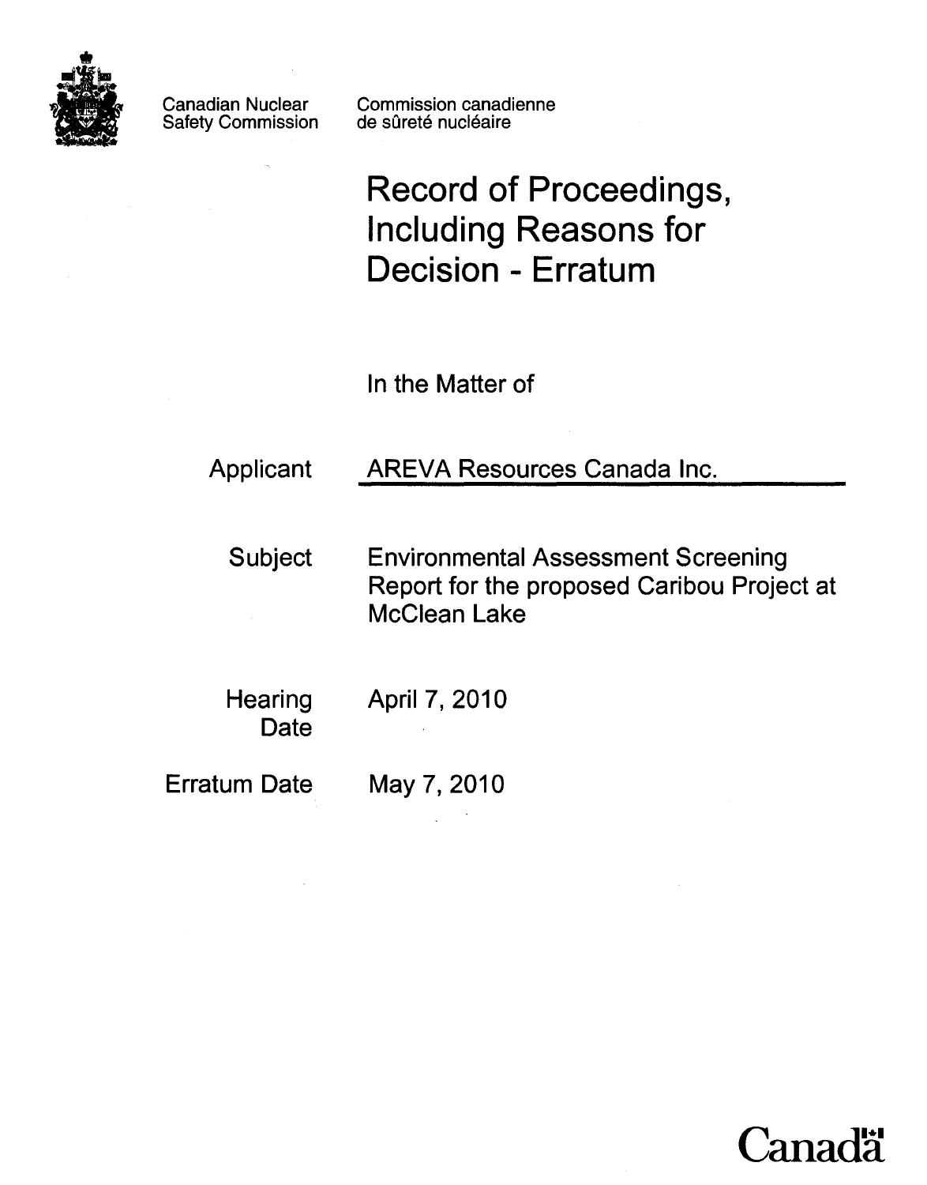Canadian Nuclear Safety Commission

Commission canadienne de sûreté nucléaire

# Record of Proceedings, Including Reasons for Decision - Erratum

In the Matter of

| | |
|---|---|
| Applicant | AREVA Resources Canada Inc. |
| Subject | Environmental Assessment Screening Report for the proposed Caribou Project at McClean Lake |
| Hearing Date | April 7, 2010 |
| Erratum Date | May 7, 2010 |

Canada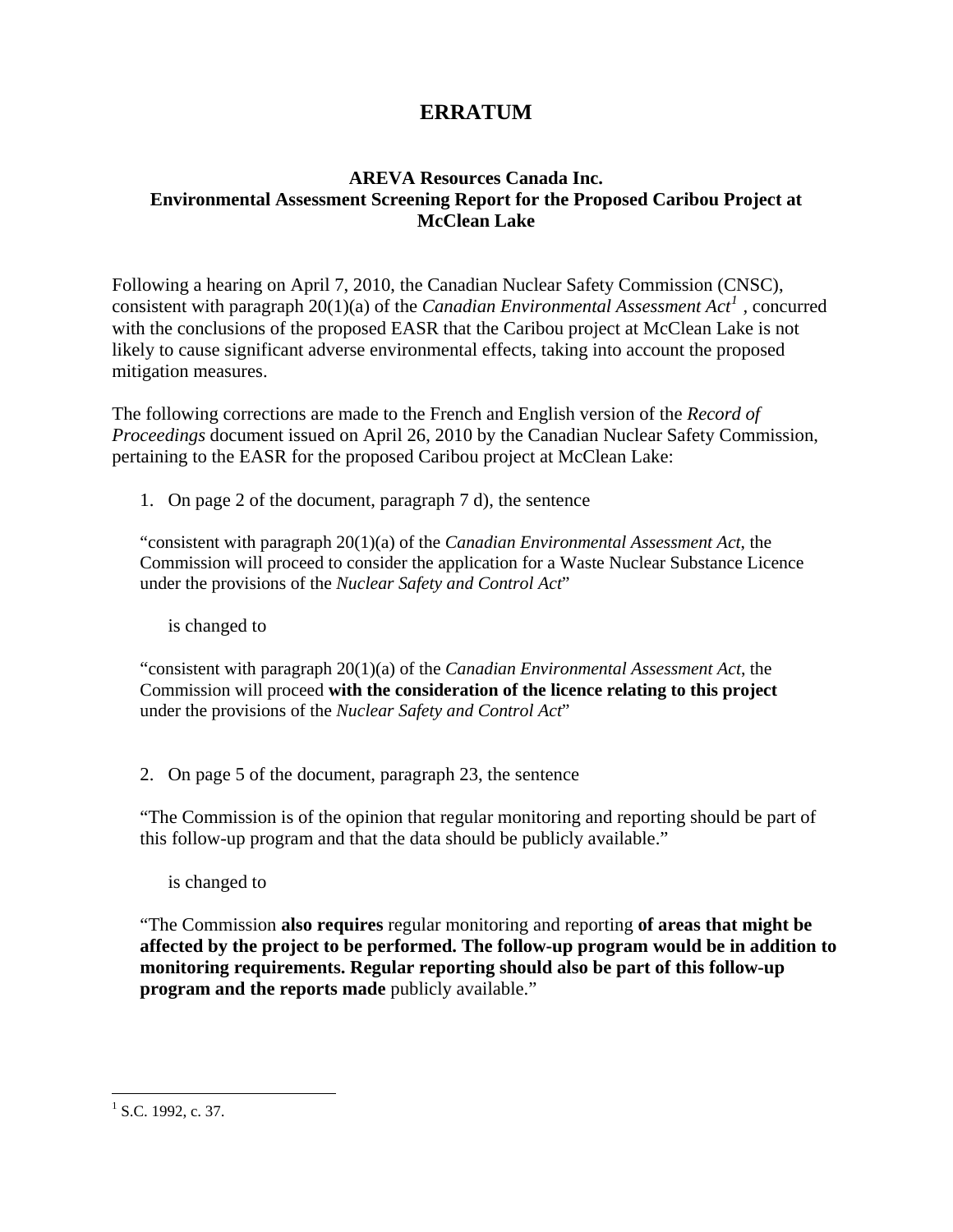# ERRATUM

### AREVA Resources Canada Inc.
### Environmental Assessment Screening Report for the Proposed Caribou Project at McClean Lake

Following a hearing on April 7, 2010, the Canadian Nuclear Safety Commission (CNSC), consistent with paragraph 20(1)(a) of the *Canadian Environmental Assessment Act*[1], concurred with the conclusions of the proposed EASR that the Caribou project at McClean Lake is not likely to cause significant adverse environmental effects, taking into account the proposed mitigation measures.

The following corrections are made to the French and English version of the *Record of Proceedings* document issued on April 26, 2010 by the Canadian Nuclear Safety Commission, pertaining to the EASR for the proposed Caribou project at McClean Lake:

1. On page 2 of the document, paragraph 7 d), the sentence

   "consistent with paragraph 20(1)(a) of the *Canadian Environmental Assessment Act*, the Commission will proceed to consider the application for a Waste Nuclear Substance Licence under the provisions of the *Nuclear Safety and Control Act*"

   is changed to

   "consistent with paragraph 20(1)(a) of the *Canadian Environmental Assessment Act*, the Commission will proceed **with the consideration of the licence relating to this project** under the provisions of the *Nuclear Safety and Control Act*"

2. On page 5 of the document, paragraph 23, the sentence

   "The Commission is of the opinion that regular monitoring and reporting should be part of this follow-up program and that the data should be publicly available."

   is changed to

   "The Commission **also requires** regular monitoring and reporting **of areas that might be affected by the project to be performed. The follow-up program would be in addition to monitoring requirements. Regular reporting should also be part of this follow-up program and the reports made** publicly available."

---

[1] S.C. 1992, c. 37.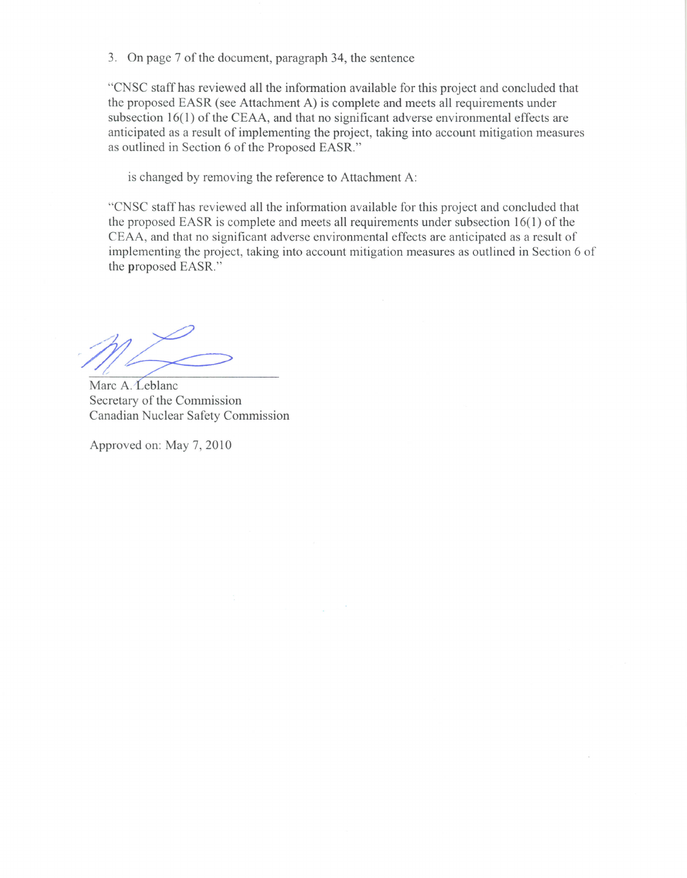3. On page 7 of the document, paragraph 34, the sentence

"CNSC staff has reviewed all the information available for this project and concluded that the proposed EASR (see Attachment A) is complete and meets all requirements under subsection 16(1) of the CEAA, and that no significant adverse environmental effects are anticipated as a result of implementing the project, taking into account mitigation measures as outlined in Section 6 of the Proposed EASR."

is changed by removing the reference to Attachment A:

"CNSC staff has reviewed all the information available for this project and concluded that the proposed EASR is complete and meets all requirements under subsection 16(1) of the CEAA, and that no significant adverse environmental effects are anticipated as a result of implementing the project, taking into account mitigation measures as outlined in Section 6 of the proposed EASR."

Marc A. Leblanc
Secretary of the Commission
Canadian Nuclear Safety Commission

Approved on: May 7, 2010